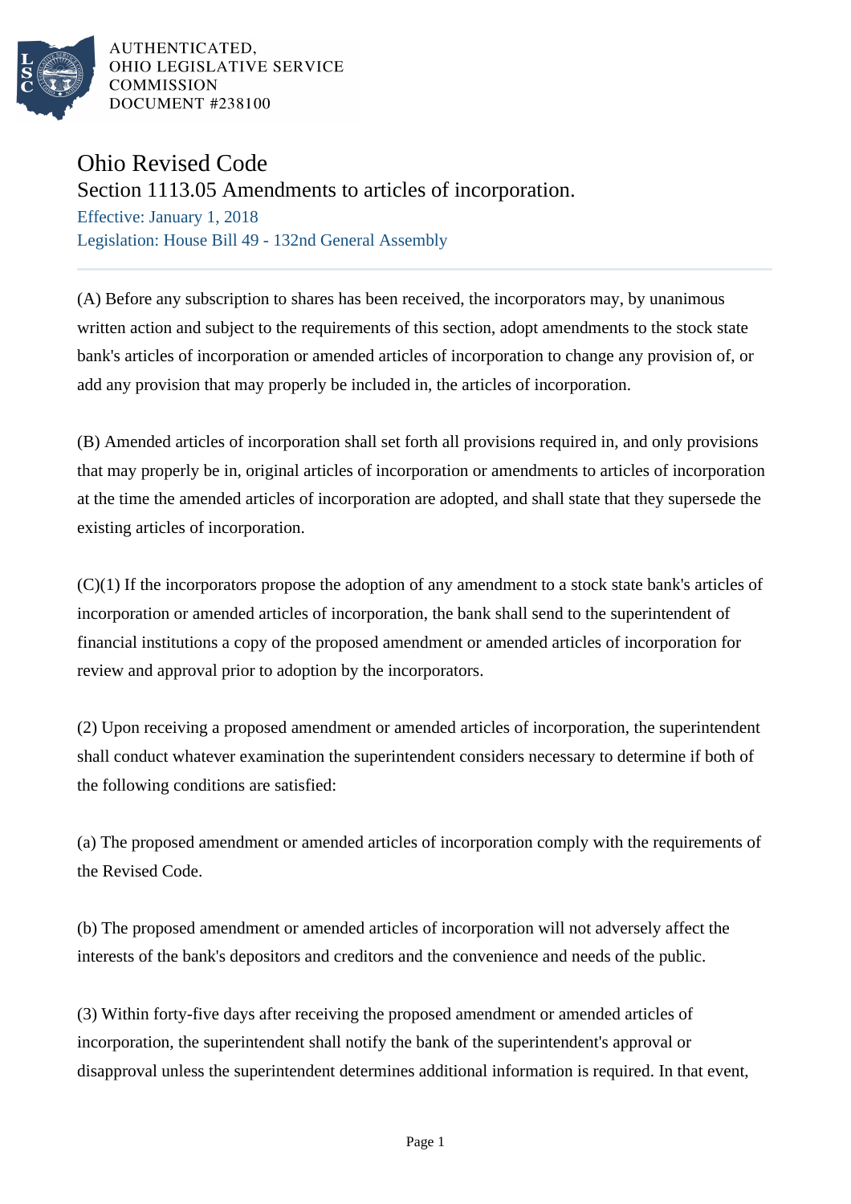AUTHENTICATED,
OHIO LEGISLATIVE SERVICE
COMMISSION
DOCUMENT #238100

# Ohio Revised Code

## Section 1113.05 Amendments to articles of incorporation.

Effective: January 1, 2018

Legislation: House Bill 49 - 132nd General Assembly

(A) Before any subscription to shares has been received, the incorporators may, by unanimous written action and subject to the requirements of this section, adopt amendments to the stock state bank's articles of incorporation or amended articles of incorporation to change any provision of, or add any provision that may properly be included in, the articles of incorporation.

(B) Amended articles of incorporation shall set forth all provisions required in, and only provisions that may properly be in, original articles of incorporation or amendments to articles of incorporation at the time the amended articles of incorporation are adopted, and shall state that they supersede the existing articles of incorporation.

(C)(1) If the incorporators propose the adoption of any amendment to a stock state bank's articles of incorporation or amended articles of incorporation, the bank shall send to the superintendent of financial institutions a copy of the proposed amendment or amended articles of incorporation for review and approval prior to adoption by the incorporators.

(2) Upon receiving a proposed amendment or amended articles of incorporation, the superintendent shall conduct whatever examination the superintendent considers necessary to determine if both of the following conditions are satisfied:

(a) The proposed amendment or amended articles of incorporation comply with the requirements of the Revised Code.

(b) The proposed amendment or amended articles of incorporation will not adversely affect the interests of the bank's depositors and creditors and the convenience and needs of the public.

(3) Within forty-five days after receiving the proposed amendment or amended articles of incorporation, the superintendent shall notify the bank of the superintendent's approval or disapproval unless the superintendent determines additional information is required. In that event,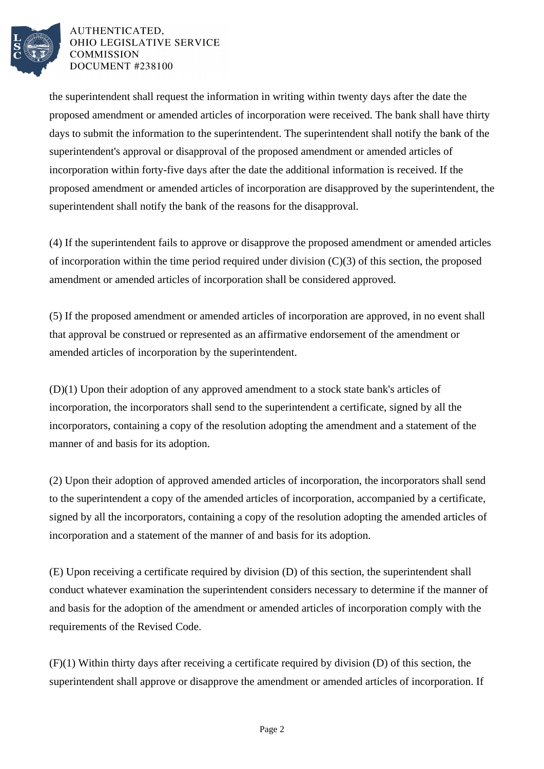the superintendent shall request the information in writing within twenty days after the date the proposed amendment or amended articles of incorporation were received. The bank shall have thirty days to submit the information to the superintendent. The superintendent shall notify the bank of the superintendent's approval or disapproval of the proposed amendment or amended articles of incorporation within forty-five days after the date the additional information is received. If the proposed amendment or amended articles of incorporation are disapproved by the superintendent, the superintendent shall notify the bank of the reasons for the disapproval.

(4) If the superintendent fails to approve or disapprove the proposed amendment or amended articles of incorporation within the time period required under division (C)(3) of this section, the proposed amendment or amended articles of incorporation shall be considered approved.

(5) If the proposed amendment or amended articles of incorporation are approved, in no event shall that approval be construed or represented as an affirmative endorsement of the amendment or amended articles of incorporation by the superintendent.

(D)(1) Upon their adoption of any approved amendment to a stock state bank's articles of incorporation, the incorporators shall send to the superintendent a certificate, signed by all the incorporators, containing a copy of the resolution adopting the amendment and a statement of the manner of and basis for its adoption.

(2) Upon their adoption of approved amended articles of incorporation, the incorporators shall send to the superintendent a copy of the amended articles of incorporation, accompanied by a certificate, signed by all the incorporators, containing a copy of the resolution adopting the amended articles of incorporation and a statement of the manner of and basis for its adoption.

(E) Upon receiving a certificate required by division (D) of this section, the superintendent shall conduct whatever examination the superintendent considers necessary to determine if the manner of and basis for the adoption of the amendment or amended articles of incorporation comply with the requirements of the Revised Code.

(F)(1) Within thirty days after receiving a certificate required by division (D) of this section, the superintendent shall approve or disapprove the amendment or amended articles of incorporation. If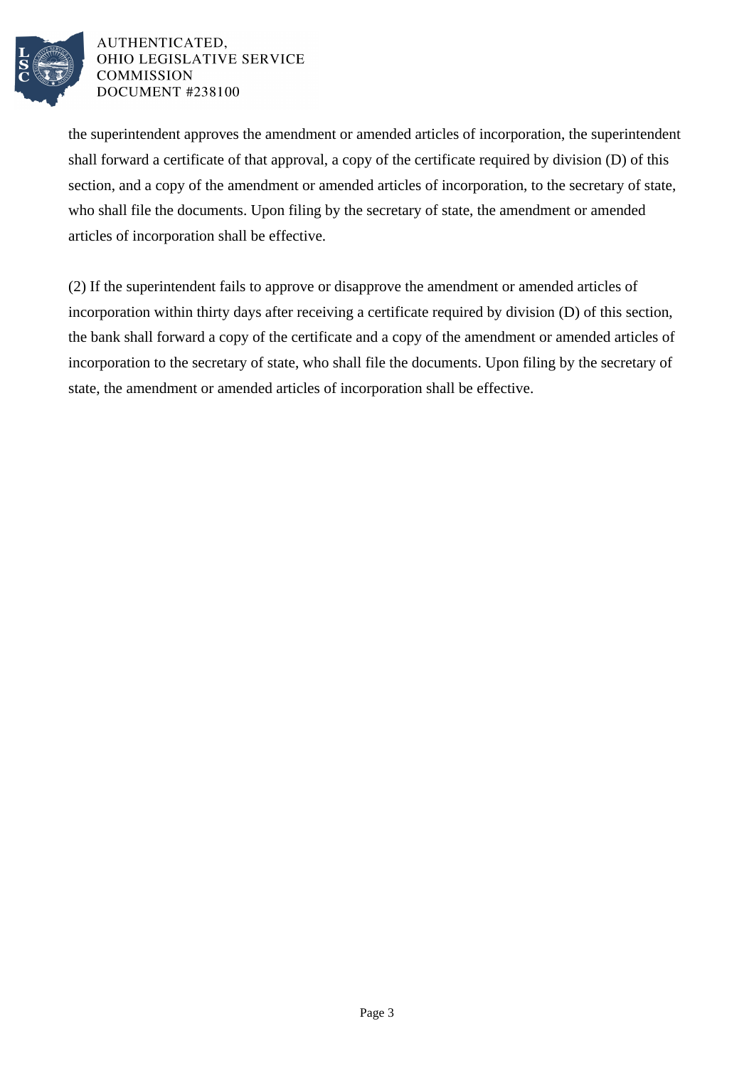the superintendent approves the amendment or amended articles of incorporation, the superintendent shall forward a certificate of that approval, a copy of the certificate required by division (D) of this section, and a copy of the amendment or amended articles of incorporation, to the secretary of state, who shall file the documents. Upon filing by the secretary of state, the amendment or amended articles of incorporation shall be effective.

(2) If the superintendent fails to approve or disapprove the amendment or amended articles of incorporation within thirty days after receiving a certificate required by division (D) of this section, the bank shall forward a copy of the certificate and a copy of the amendment or amended articles of incorporation to the secretary of state, who shall file the documents. Upon filing by the secretary of state, the amendment or amended articles of incorporation shall be effective.